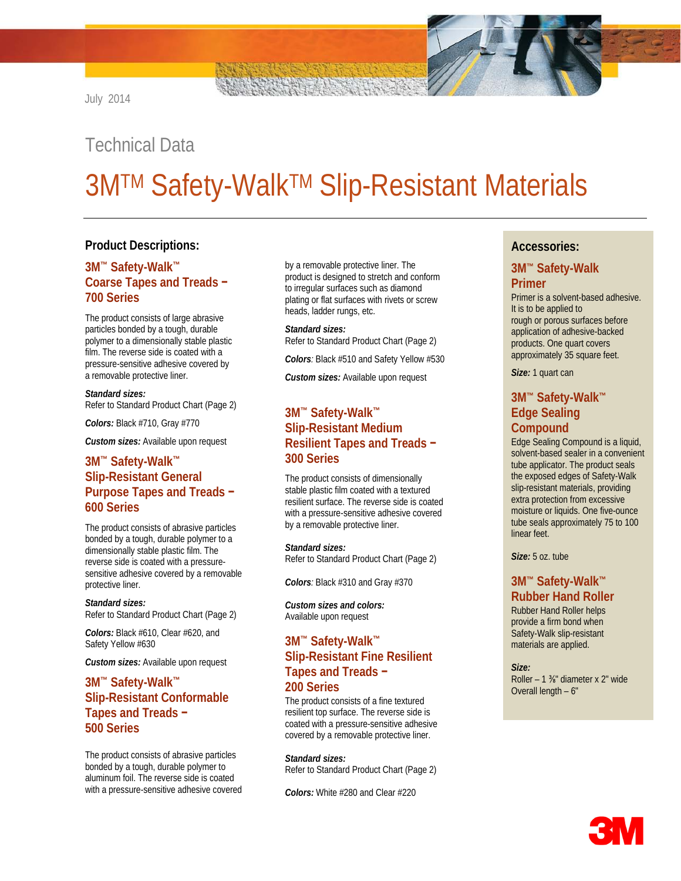July 2014

Technical Data

# 3M™ Safety-Walk™ Slip-Resistant Materials

## Product Descriptions:

### 3M™ Safety-Walk™ Coarse Tapes and Treads – 700 Series

The product consists of large abrasive particles bonded by a tough, durable polymer to a dimensionally stable plastic film. The reverse side is coated with a pressure-sensitive adhesive covered by a removable protective liner.

***Standard sizes:***
Refer to Standard Product Chart (Page 2)

***Colors:*** Black #710, Gray #770

***Custom sizes:*** Available upon request

### 3M™ Safety-Walk™ Slip-Resistant General Purpose Tapes and Treads – 600 Series

The product consists of abrasive particles bonded by a tough, durable polymer to a dimensionally stable plastic film. The reverse side is coated with a pressure-sensitive adhesive covered by a removable protective liner.

***Standard sizes:***
Refer to Standard Product Chart (Page 2)

***Colors:*** Black #610, Clear #620, and Safety Yellow #630

***Custom sizes:*** Available upon request

### 3M™ Safety-Walk™ Slip-Resistant Conformable Tapes and Treads – 500 Series

The product consists of abrasive particles bonded by a tough, durable polymer to aluminum foil. The reverse side is coated with a pressure-sensitive adhesive covered by a removable protective liner. The product is designed to stretch and conform to irregular surfaces such as diamond plating or flat surfaces with rivets or screw heads, ladder rungs, etc.

***Standard sizes:***
Refer to Standard Product Chart (Page 2)

***Colors****:* Black #510 and Safety Yellow #530

***Custom sizes:*** Available upon request

### 3M™ Safety-Walk™ Slip-Resistant Medium Resilient Tapes and Treads – 300 Series

The product consists of dimensionally stable plastic film coated with a textured resilient surface. The reverse side is coated with a pressure-sensitive adhesive covered by a removable protective liner.

***Standard sizes:***
Refer to Standard Product Chart (Page 2)

***Colors****:* Black #310 and Gray #370

***Custom sizes and colors:***
Available upon request

### 3M™ Safety-Walk™ Slip-Resistant Fine Resilient Tapes and Treads – 200 Series

The product consists of a fine textured resilient top surface. The reverse side is coated with a pressure-sensitive adhesive covered by a removable protective liner.

***Standard sizes:***
Refer to Standard Product Chart (Page 2)

***Colors:*** White #280 and Clear #220

## Accessories:

### 3M™ Safety-Walk Primer

Primer is a solvent-based adhesive. It is to be applied to rough or porous surfaces before application of adhesive-backed products. One quart covers approximately 35 square feet.

***Size:*** 1 quart can

### 3M™ Safety-Walk™ Edge Sealing Compound

Edge Sealing Compound is a liquid, solvent-based sealer in a convenient tube applicator. The product seals the exposed edges of Safety-Walk slip-resistant materials, providing extra protection from excessive moisture or liquids. One five-ounce tube seals approximately 75 to 100 linear feet.

***Size:*** 5 oz. tube

### 3M™ Safety-Walk™ Rubber Hand Roller

Rubber Hand Roller helps provide a firm bond when Safety-Walk slip-resistant materials are applied.

***Size:***
Roller – 1 ⅜" diameter x 2" wide
Overall length – 6"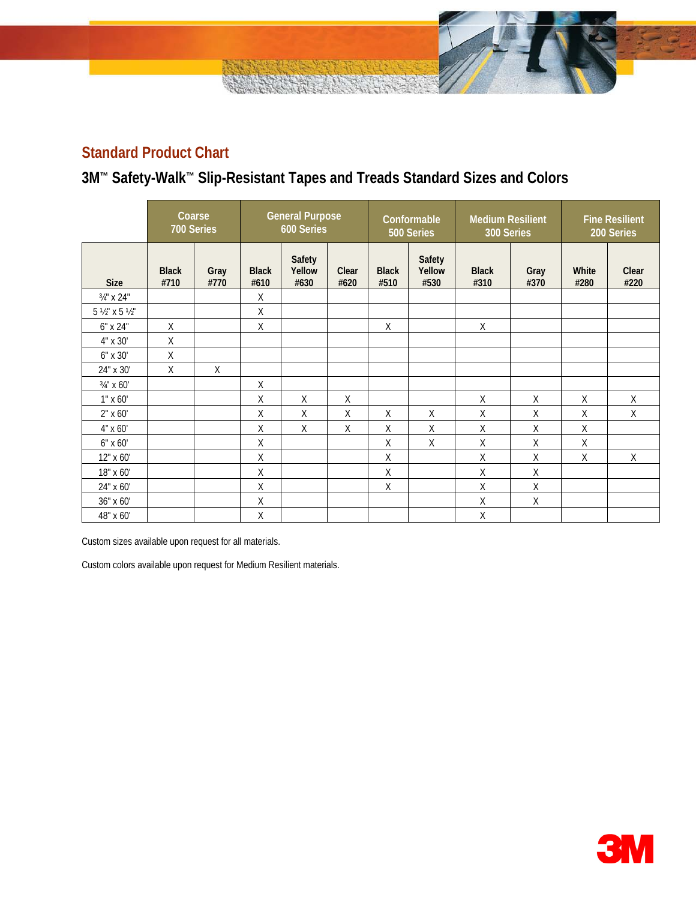## Standard Product Chart

### 3M™ Safety-Walk™ Slip-Resistant Tapes and Treads Standard Sizes and Colors

| | Coarse 700 Series | | General Purpose 600 Series | | | Conformable 500 Series | | Medium Resilient 300 Series | | Fine Resilient 200 Series | |
|---|---|---|---|---|---|---|---|---|---|---|---|
| Size | Black #710 | Gray #770 | Black #610 | Safety Yellow #630 | Clear #620 | Black #510 | Safety Yellow #530 | Black #310 | Gray #370 | White #280 | Clear #220 |
| ¾" x 24" | | | X | | | | | | | | |
| 5 ½" x 5 ½" | | | X | | | | | | | | |
| 6" x 24" | X | | X | | | X | | X | | | |
| 4" x 30' | X | | | | | | | | | | |
| 6" x 30' | X | | | | | | | | | | |
| 24" x 30' | X | X | | | | | | | | | |
| ¾" x 60' | | | X | | | | | | | | |
| 1" x 60' | | | X | X | X | | | X | X | X | X |
| 2" x 60' | | | X | X | X | X | X | X | X | X | X |
| 4" x 60' | | | X | X | X | X | X | X | X | X | |
| 6" x 60' | | | X | | | X | X | X | X | X | |
| 12" x 60' | | | X | | | X | | X | X | X | X |
| 18" x 60' | | | X | | | X | | X | X | | |
| 24" x 60' | | | X | | | X | | X | X | | |
| 36" x 60' | | | X | | | | | X | X | | |
| 48" x 60' | | | X | | | | | X | | | |

Custom sizes available upon request for all materials.

Custom colors available upon request for Medium Resilient materials.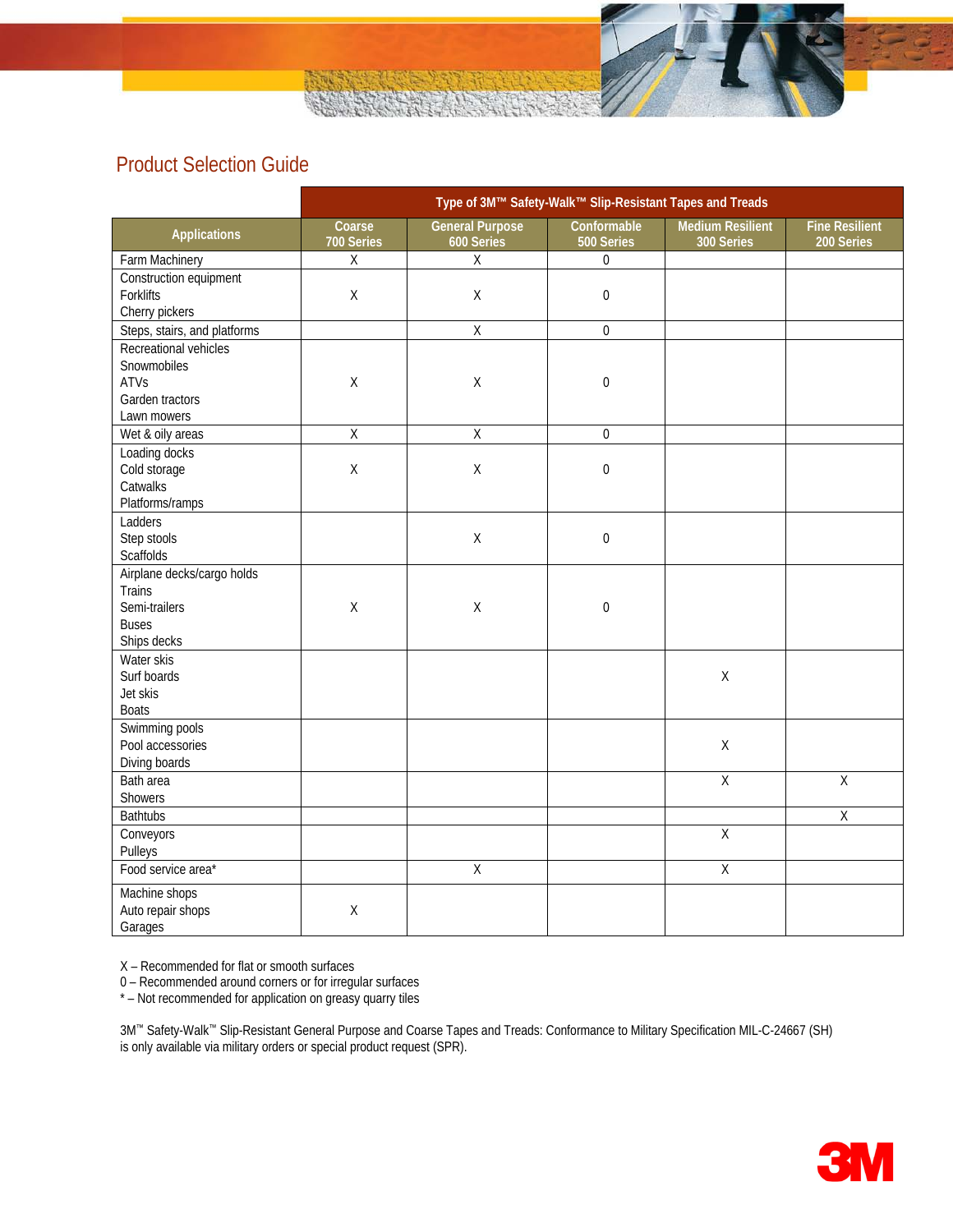## Product Selection Guide

| | Type of 3M™ Safety-Walk™ Slip-Resistant Tapes and Treads | | | | |
|---|---|---|---|---|---|
| **Applications** | **Coarse 700 Series** | **General Purpose 600 Series** | **Conformable 500 Series** | **Medium Resilient 300 Series** | **Fine Resilient 200 Series** |
| Farm Machinery | X | X | 0 | | |
| Construction equipment<br>Forklifts<br>Cherry pickers | X | X | 0 | | |
| Steps, stairs, and platforms | | X | 0 | | |
| Recreational vehicles<br>Snowmobiles<br>ATVs<br>Garden tractors<br>Lawn mowers | X | X | 0 | | |
| Wet & oily areas | X | X | 0 | | |
| Loading docks<br>Cold storage<br>Catwalks<br>Platforms/ramps | X | X | 0 | | |
| Ladders<br>Step stools<br>Scaffolds | | X | 0 | | |
| Airplane decks/cargo holds<br>Trains<br>Semi-trailers<br>Buses<br>Ships decks | X | X | 0 | | |
| Water skis<br>Surf boards<br>Jet skis<br>Boats | | | | X | |
| Swimming pools<br>Pool accessories<br>Diving boards | | | | X | |
| Bath area<br>Showers | | | | X | X |
| Bathtubs | | | | | X |
| Conveyors<br>Pulleys | | | | X | |
| Food service area* | | X | | X | |
| Machine shops<br>Auto repair shops<br>Garages | X | | | | |

X – Recommended for flat or smooth surfaces
0 – Recommended around corners or for irregular surfaces
* – Not recommended for application on greasy quarry tiles

3M™ Safety-Walk™ Slip-Resistant General Purpose and Coarse Tapes and Treads: Conformance to Military Specification MIL-C-24667 (SH) is only available via military orders or special product request (SPR).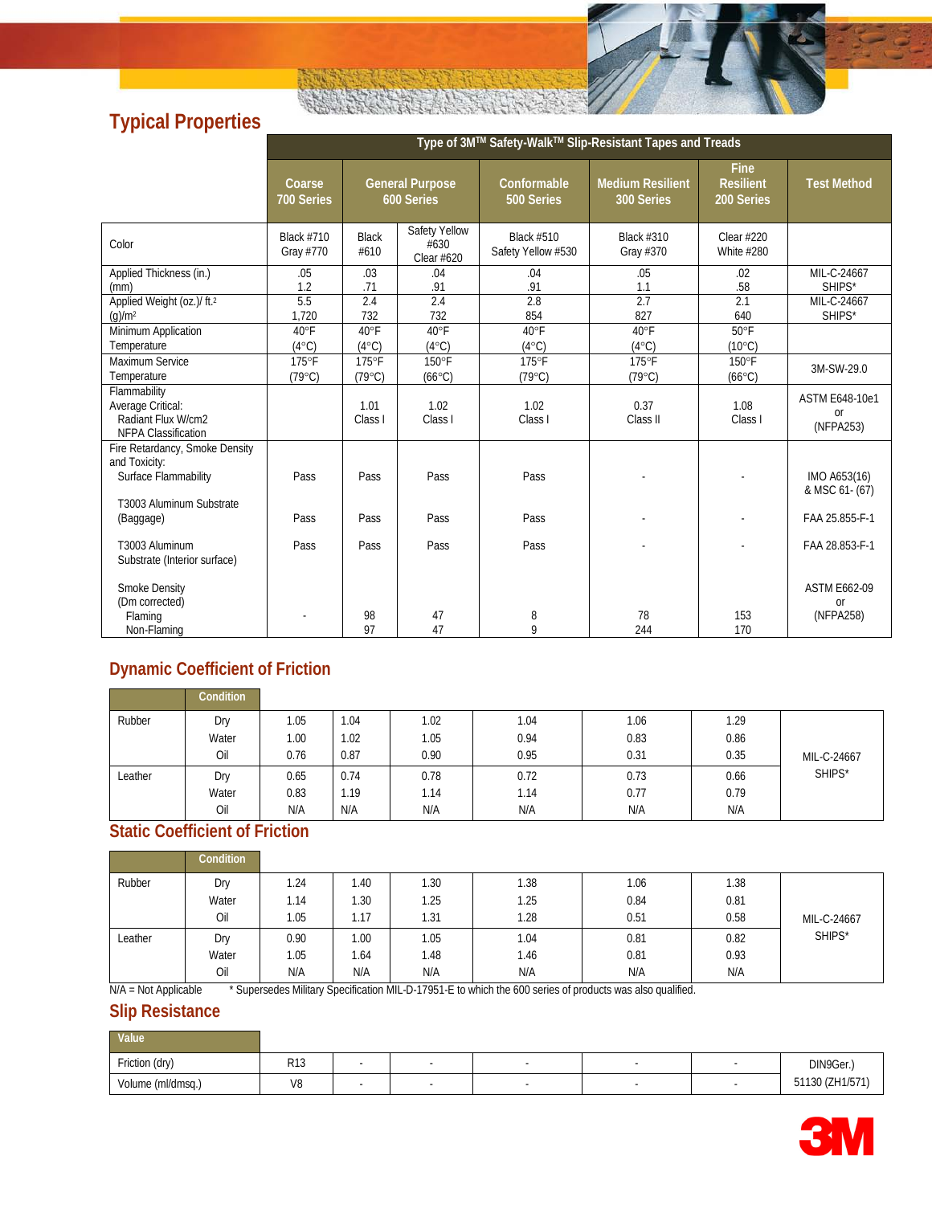## Typical Properties

| | Type of 3M™ Safety-Walk™ Slip-Resistant Tapes and Treads | | | | | | | |
|---|---|---|---|---|---|---|---|---|
| | Coarse 700 Series | General Purpose 600 Series | | Conformable 500 Series | Medium Resilient 300 Series | Fine Resilient 200 Series | Test Method |
| Color | Black #710 Gray #770 | Black #610 | Safety Yellow #630 Clear #620 | Black #510 Safety Yellow #530 | Black #310 Gray #370 | Clear #220 White #280 | |
| Applied Thickness (in.) (mm) | .05 1.2 | .03 .71 | .04 .91 | .04 .91 | .05 1.1 | .02 .58 | MIL-C-24667 SHIPS* |
| Applied Weight (oz.)/ ft.² (g)/m² | 5.5 1,720 | 2.4 732 | 2.4 732 | 2.8 854 | 2.7 827 | 2.1 640 | MIL-C-24667 SHIPS* |
| Minimum Application Temperature | 40°F (4°C) | 40°F (4°C) | 40°F (4°C) | 40°F (4°C) | 40°F (4°C) | 50°F (10°C) | |
| Maximum Service Temperature | 175°F (79°C) | 175°F (79°C) | 150°F (66°C) | 175°F (79°C) | 175°F (79°C) | 150°F (66°C) | 3M-SW-29.0 |
| Flammability Average Critical: Radiant Flux W/cm2 NFPA Classification | | 1.01 Class I | 1.02 Class I | 1.02 Class I | 0.37 Class II | 1.08 Class I | ASTM E648-10e1 or (NFPA253) |
| Fire Retardancy, Smoke Density and Toxicity: Surface Flammability | Pass | Pass | Pass | Pass | - | - | IMO A653(16) & MSC 61- (67) |
| T3003 Aluminum Substrate (Baggage) | Pass | Pass | Pass | Pass | - | - | FAA 25.855-F-1 |
| T3003 Aluminum Substrate (Interior surface) | Pass | Pass | Pass | Pass | - | - | FAA 28.853-F-1 |
| Smoke Density (Dm corrected) Flaming Non-Flaming | - | 98 97 | 47 47 | 8 9 | 78 244 | 153 170 | ASTM E662-09 or (NFPA258) |

## Dynamic Coefficient of Friction

| | Condition | | | | | | | |
|---|---|---|---|---|---|---|---|---|
| Rubber | Dry | 1.05 | 1.04 | 1.02 | 1.04 | 1.06 | 1.29 | MIL-C-24667 SHIPS* |
| | Water | 1.00 | 1.02 | 1.05 | 0.94 | 0.83 | 0.86 | |
| | Oil | 0.76 | 0.87 | 0.90 | 0.95 | 0.31 | 0.35 | |
| Leather | Dry | 0.65 | 0.74 | 0.78 | 0.72 | 0.73 | 0.66 | |
| | Water | 0.83 | 1.19 | 1.14 | 1.14 | 0.77 | 0.79 | |
| | Oil | N/A | N/A | N/A | N/A | N/A | N/A | |

## Static Coefficient of Friction

| | Condition | | | | | | | |
|---|---|---|---|---|---|---|---|---|
| Rubber | Dry | 1.24 | 1.40 | 1.30 | 1.38 | 1.06 | 1.38 | MIL-C-24667 SHIPS* |
| | Water | 1.14 | 1.30 | 1.25 | 1.25 | 0.84 | 0.81 | |
| | Oil | 1.05 | 1.17 | 1.31 | 1.28 | 0.51 | 0.58 | |
| Leather | Dry | 0.90 | 1.00 | 1.05 | 1.04 | 0.81 | 0.82 | |
| | Water | 1.05 | 1.64 | 1.48 | 1.46 | 0.81 | 0.93 | |
| | Oil | N/A | N/A | N/A | N/A | N/A | N/A | |

N/A = Not Applicable  * Supersedes Military Specification MIL-D-17951-E to which the 600 series of products was also qualified.

## Slip Resistance

| Value | | | | | | | |
|---|---|---|---|---|---|---|---|
| Friction (dry) | R13 | - | - | - | - | - | DIN9Ger.) 51130 (ZH1/571) |
| Volume (ml/dmsq.) | V8 | - | - | - | - | - | |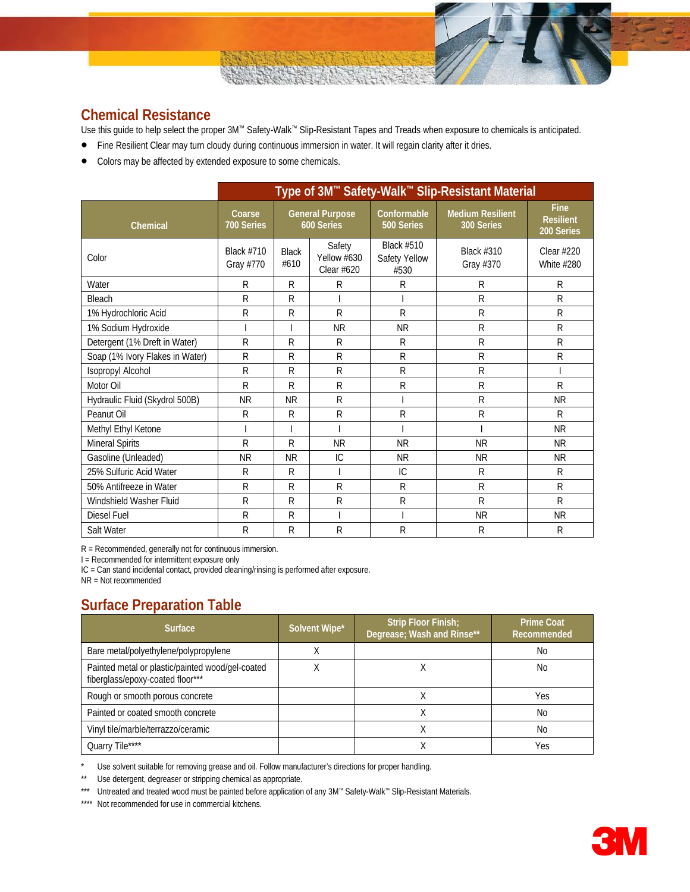## Chemical Resistance

Use this guide to help select the proper 3M™ Safety-Walk™ Slip-Resistant Tapes and Treads when exposure to chemicals is anticipated.

- Fine Resilient Clear may turn cloudy during continuous immersion in water. It will regain clarity after it dries.
- Colors may be affected by extended exposure to some chemicals.

| | Type of 3M™ Safety-Walk™ Slip-Resistant Material | | | | | |
|---|---|---|---|---|---|---|
| Chemical | Coarse 700 Series | General Purpose 600 Series | | Conformable 500 Series | Medium Resilient 300 Series | Fine Resilient 200 Series |
| Color | Black #710 Gray #770 | Black #610 | Safety Yellow #630 Clear #620 | Black #510 Safety Yellow #530 | Black #310 Gray #370 | Clear #220 White #280 |
| Water | R | R | R | R | R | R |
| Bleach | R | R | I | I | R | R |
| 1% Hydrochloric Acid | R | R | R | R | R | R |
| 1% Sodium Hydroxide | I | I | NR | NR | R | R |
| Detergent (1% Dreft in Water) | R | R | R | R | R | R |
| Soap (1% Ivory Flakes in Water) | R | R | R | R | R | R |
| Isopropyl Alcohol | R | R | R | R | R | I |
| Motor Oil | R | R | R | R | R | R |
| Hydraulic Fluid (Skydrol 500B) | NR | NR | R | I | R | NR |
| Peanut Oil | R | R | R | R | R | R |
| Methyl Ethyl Ketone | I | I | I | I | I | NR |
| Mineral Spirits | R | R | NR | NR | NR | NR |
| Gasoline (Unleaded) | NR | NR | IC | NR | NR | NR |
| 25% Sulfuric Acid Water | R | R | I | IC | R | R |
| 50% Antifreeze in Water | R | R | R | R | R | R |
| Windshield Washer Fluid | R | R | R | R | R | R |
| Diesel Fuel | R | R | I | I | NR | NR |
| Salt Water | R | R | R | R | R | R |

R = Recommended, generally not for continuous immersion.
I = Recommended for intermittent exposure only
IC = Can stand incidental contact, provided cleaning/rinsing is performed after exposure.
NR = Not recommended

## Surface Preparation Table

| Surface | Solvent Wipe* | Strip Floor Finish; Degrease; Wash and Rinse** | Prime Coat Recommended |
|---|---|---|---|
| Bare metal/polyethylene/polypropylene | X | | No |
| Painted metal or plastic/painted wood/gel-coated fiberglass/epoxy-coated floor*** | X | X | No |
| Rough or smooth porous concrete | | X | Yes |
| Painted or coated smooth concrete | | X | No |
| Vinyl tile/marble/terrazzo/ceramic | | X | No |
| Quarry Tile**** | | X | Yes |

\* Use solvent suitable for removing grease and oil. Follow manufacturer's directions for proper handling.

** Use detergent, degreaser or stripping chemical as appropriate.

*** Untreated and treated wood must be painted before application of any 3M™ Safety-Walk™ Slip-Resistant Materials.

**** Not recommended for use in commercial kitchens.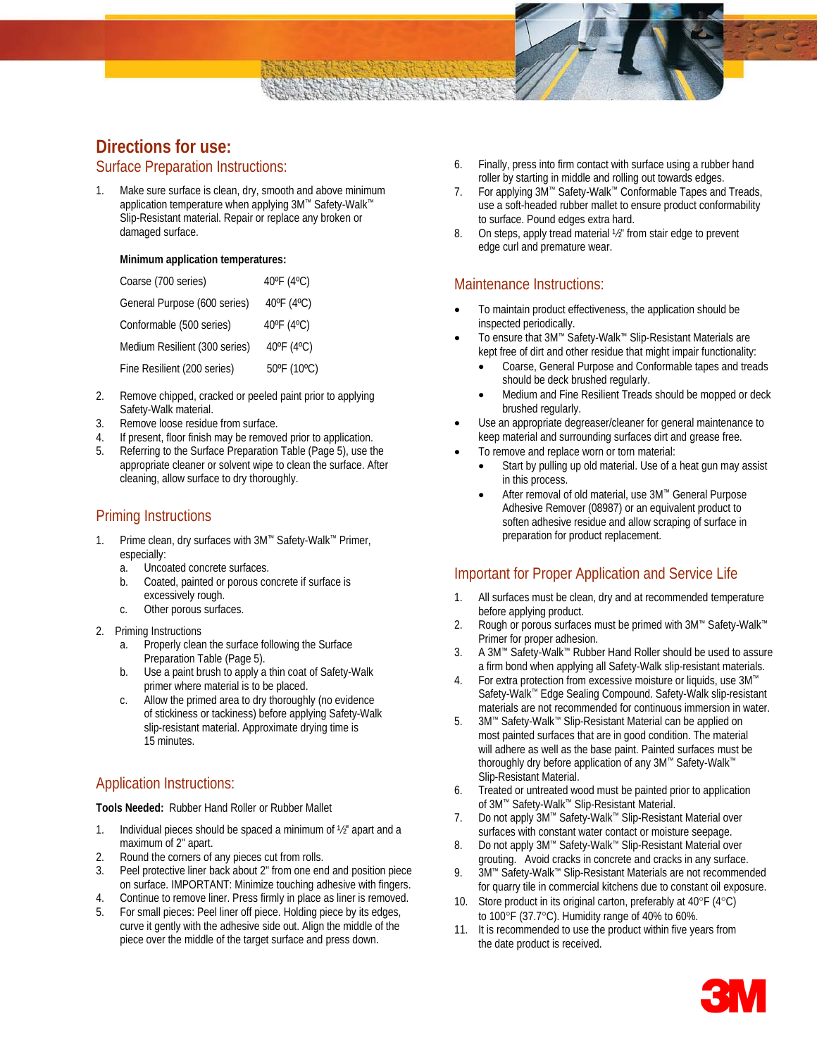# Directions for use:

## Surface Preparation Instructions:

1. Make sure surface is clean, dry, smooth and above minimum application temperature when applying 3M™ Safety-Walk™ Slip-Resistant material. Repair or replace any broken or damaged surface.

   **Minimum application temperatures:**

   | | |
   |---|---|
   | Coarse (700 series) | 40ºF (4ºC) |
   | General Purpose (600 series) | 40ºF (4ºC) |
   | Conformable (500 series) | 40ºF (4ºC) |
   | Medium Resilient (300 series) | 40ºF (4ºC) |
   | Fine Resilient (200 series) | 50ºF (10ºC) |

2. Remove chipped, cracked or peeled paint prior to applying Safety-Walk material.
3. Remove loose residue from surface.
4. If present, floor finish may be removed prior to application.
5. Referring to the Surface Preparation Table (Page 5), use the appropriate cleaner or solvent wipe to clean the surface. After cleaning, allow surface to dry thoroughly.

## Priming Instructions

1. Prime clean, dry surfaces with 3M™ Safety-Walk™ Primer, especially:
   a. Uncoated concrete surfaces.
   b. Coated, painted or porous concrete if surface is excessively rough.
   c. Other porous surfaces.
2. Priming Instructions
   a. Properly clean the surface following the Surface Preparation Table (Page 5).
   b. Use a paint brush to apply a thin coat of Safety-Walk primer where material is to be placed.
   c. Allow the primed area to dry thoroughly (no evidence of stickiness or tackiness) before applying Safety-Walk slip-resistant material. Approximate drying time is 15 minutes.

## Application Instructions:

**Tools Needed:** Rubber Hand Roller or Rubber Mallet

1. Individual pieces should be spaced a minimum of ½" apart and a maximum of 2" apart.
2. Round the corners of any pieces cut from rolls.
3. Peel protective liner back about 2" from one end and position piece on surface. IMPORTANT: Minimize touching adhesive with fingers.
4. Continue to remove liner. Press firmly in place as liner is removed.
5. For small pieces: Peel liner off piece. Holding piece by its edges, curve it gently with the adhesive side out. Align the middle of the piece over the middle of the target surface and press down.
6. Finally, press into firm contact with surface using a rubber hand roller by starting in middle and rolling out towards edges.
7. For applying 3M™ Safety-Walk™ Conformable Tapes and Treads, use a soft-headed rubber mallet to ensure product conformability to surface. Pound edges extra hard.
8. On steps, apply tread material ½" from stair edge to prevent edge curl and premature wear.

## Maintenance Instructions:

- To maintain product effectiveness, the application should be inspected periodically.
- To ensure that 3M™ Safety-Walk™ Slip-Resistant Materials are kept free of dirt and other residue that might impair functionality:
  - Coarse, General Purpose and Conformable tapes and treads should be deck brushed regularly.
  - Medium and Fine Resilient Treads should be mopped or deck brushed regularly.
- Use an appropriate degreaser/cleaner for general maintenance to keep material and surrounding surfaces dirt and grease free.
- To remove and replace worn or torn material:
  - Start by pulling up old material. Use of a heat gun may assist in this process.
  - After removal of old material, use 3M™ General Purpose Adhesive Remover (08987) or an equivalent product to soften adhesive residue and allow scraping of surface in preparation for product replacement.

## Important for Proper Application and Service Life

1. All surfaces must be clean, dry and at recommended temperature before applying product.
2. Rough or porous surfaces must be primed with 3M™ Safety-Walk™ Primer for proper adhesion.
3. A 3M™ Safety-Walk™ Rubber Hand Roller should be used to assure a firm bond when applying all Safety-Walk slip-resistant materials.
4. For extra protection from excessive moisture or liquids, use 3M™ Safety-Walk™ Edge Sealing Compound. Safety-Walk slip-resistant materials are not recommended for continuous immersion in water.
5. 3M™ Safety-Walk™ Slip-Resistant Material can be applied on most painted surfaces that are in good condition. The material will adhere as well as the base paint. Painted surfaces must be thoroughly dry before application of any 3M™ Safety-Walk™ Slip-Resistant Material.
6. Treated or untreated wood must be painted prior to application of 3M™ Safety-Walk™ Slip-Resistant Material.
7. Do not apply 3M™ Safety-Walk™ Slip-Resistant Material over surfaces with constant water contact or moisture seepage.
8. Do not apply 3M™ Safety-Walk™ Slip-Resistant Material over grouting. Avoid cracks in concrete and cracks in any surface.
9. 3M™ Safety-Walk™ Slip-Resistant Materials are not recommended for quarry tile in commercial kitchens due to constant oil exposure.
10. Store product in its original carton, preferably at 40°F (4°C) to 100°F (37.7°C). Humidity range of 40% to 60%.
11. It is recommended to use the product within five years from the date product is received.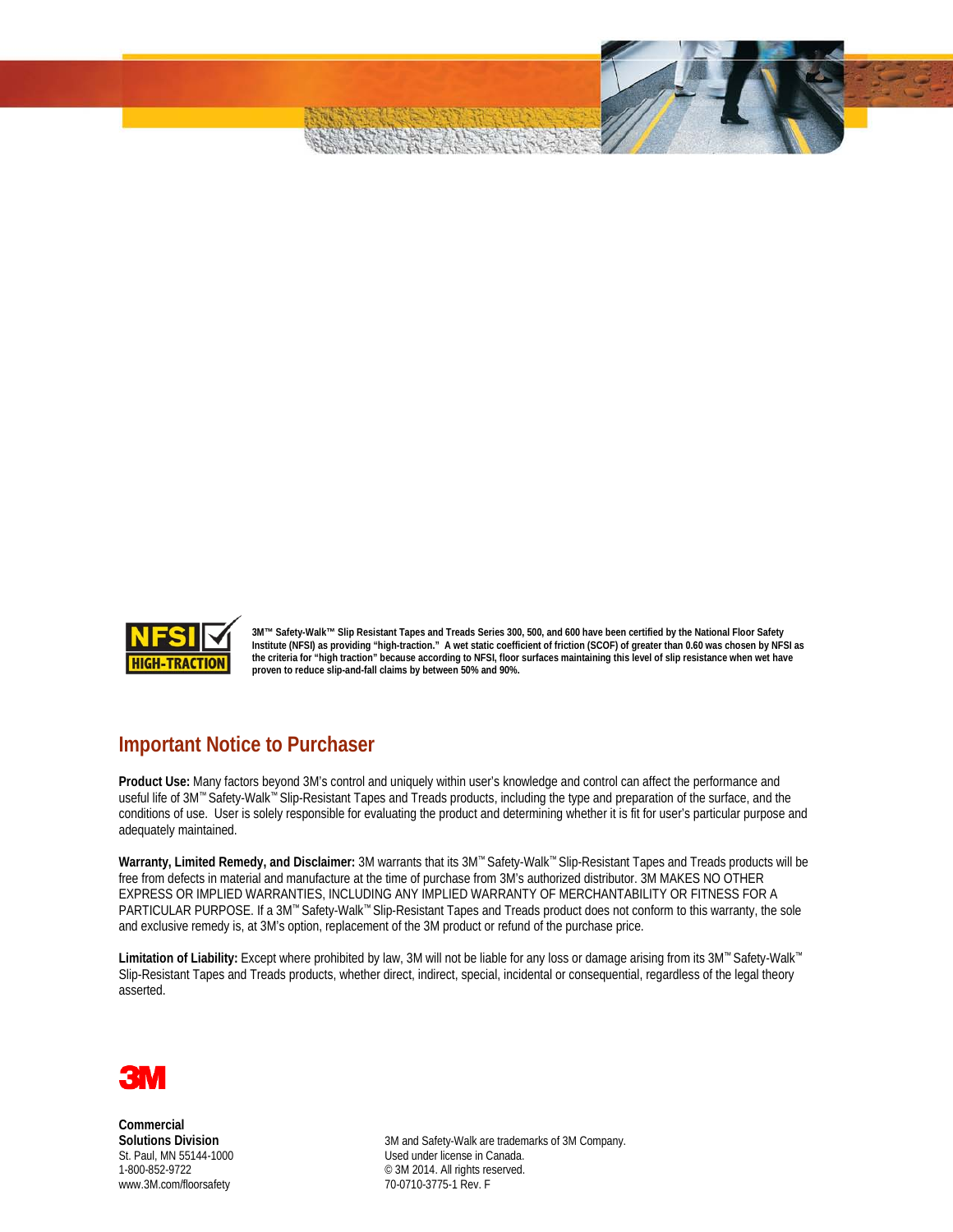NFSI HIGH-TRACTION

**3M™ Safety-Walk™ Slip Resistant Tapes and Treads Series 300, 500, and 600 have been certified by the National Floor Safety Institute (NFSI) as providing "high-traction." A wet static coefficient of friction (SCOF) of greater than 0.60 was chosen by NFSI as the criteria for "high traction" because according to NFSI, floor surfaces maintaining this level of slip resistance when wet have proven to reduce slip-and-fall claims by between 50% and 90%.**

## Important Notice to Purchaser

**Product Use:** Many factors beyond 3M's control and uniquely within user's knowledge and control can affect the performance and useful life of 3M™ Safety-Walk™ Slip-Resistant Tapes and Treads products, including the type and preparation of the surface, and the conditions of use. User is solely responsible for evaluating the product and determining whether it is fit for user's particular purpose and adequately maintained.

**Warranty, Limited Remedy, and Disclaimer:** 3M warrants that its 3M™ Safety-Walk™ Slip-Resistant Tapes and Treads products will be free from defects in material and manufacture at the time of purchase from 3M's authorized distributor. 3M MAKES NO OTHER EXPRESS OR IMPLIED WARRANTIES, INCLUDING ANY IMPLIED WARRANTY OF MERCHANTABILITY OR FITNESS FOR A PARTICULAR PURPOSE. If a 3M™ Safety-Walk™ Slip-Resistant Tapes and Treads product does not conform to this warranty, the sole and exclusive remedy is, at 3M's option, replacement of the 3M product or refund of the purchase price.

**Limitation of Liability:** Except where prohibited by law, 3M will not be liable for any loss or damage arising from its 3M™ Safety-Walk™ Slip-Resistant Tapes and Treads products, whether direct, indirect, special, incidental or consequential, regardless of the legal theory asserted.

3M

**Commercial Solutions Division**
St. Paul, MN 55144-1000
1-800-852-9722
www.3M.com/floorsafety

3M and Safety-Walk are trademarks of 3M Company.
Used under license in Canada.
© 3M 2014. All rights reserved.
70-0710-3775-1 Rev. F